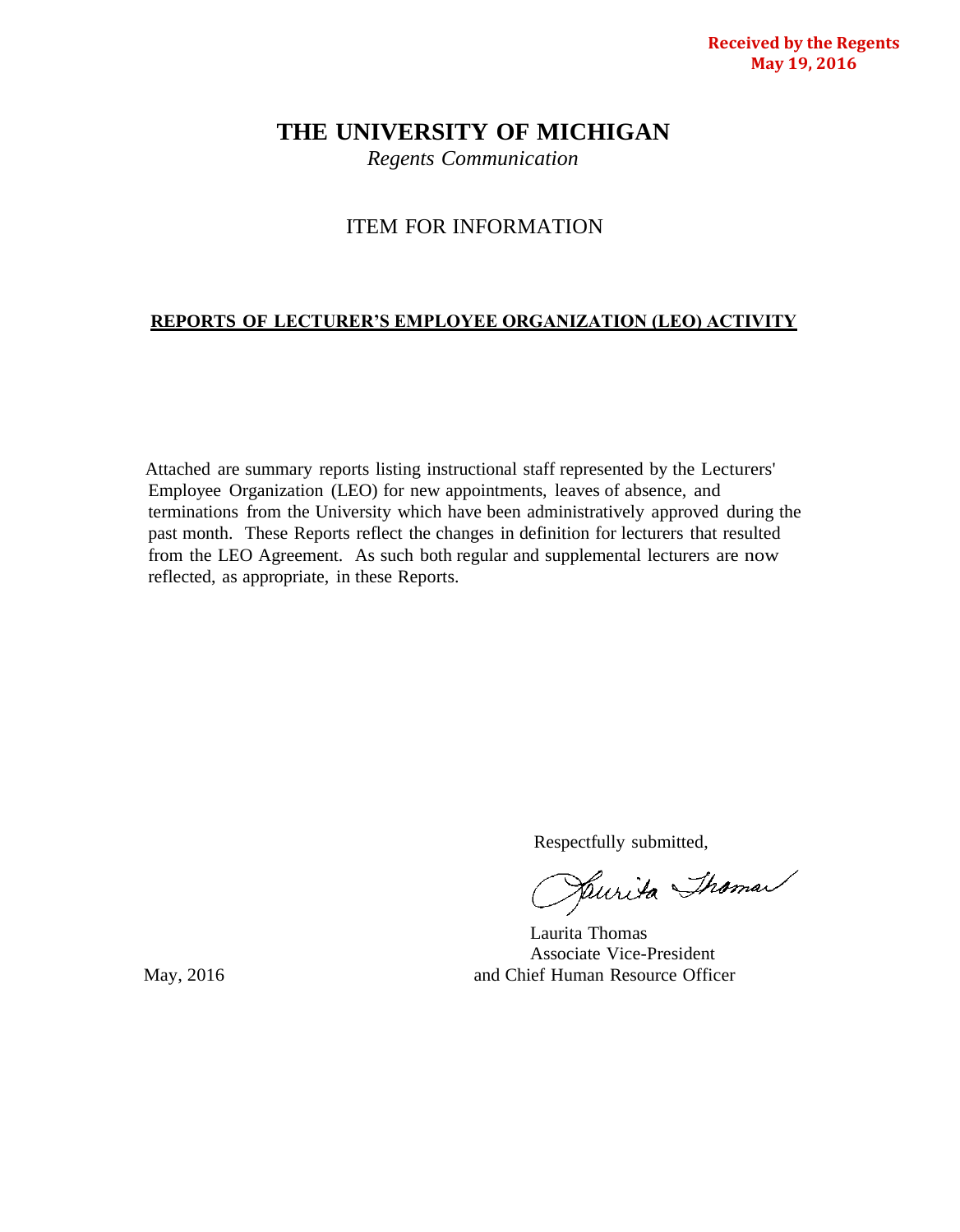**Received by the Regents May 19, 2016**

# THE UNIVERSITY OF MICHIGAN

*Regents Communication*

## ITEM FOR INFORMATION

**REPORTS OF LECTURER'S EMPLOYEE ORGANIZATION (LEO) ACTIVITY**

Attached are summary reports listing instructional staff represented by the Lecturers' Employee Organization (LEO) for new appointments, leaves of absence, and terminations from the University which have been administratively approved during the past month. These Reports reflect the changes in definition for lecturers that resulted from the LEO Agreement. As such both regular and supplemental lecturers are now reflected, as appropriate, in these Reports.

Respectfully submitted,

Laurita Thomas
Associate Vice-President
and Chief Human Resource Officer

May, 2016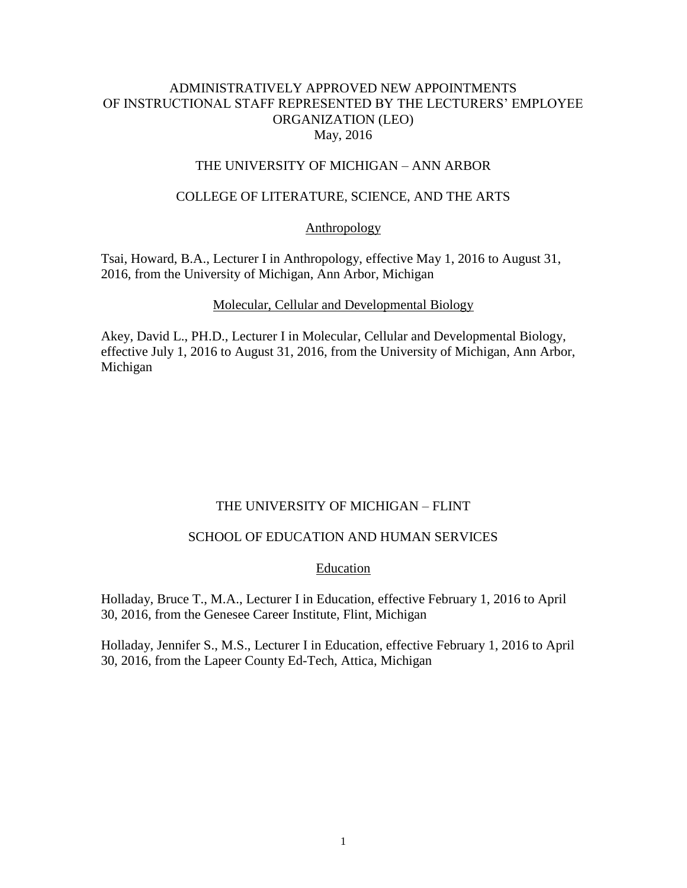# ADMINISTRATIVELY APPROVED NEW APPOINTMENTS OF INSTRUCTIONAL STAFF REPRESENTED BY THE LECTURERS' EMPLOYEE ORGANIZATION (LEO)

May, 2016

## THE UNIVERSITY OF MICHIGAN – ANN ARBOR

### COLLEGE OF LITERATURE, SCIENCE, AND THE ARTS

#### Anthropology

Tsai, Howard, B.A., Lecturer I in Anthropology, effective May 1, 2016 to August 31, 2016, from the University of Michigan, Ann Arbor, Michigan

#### Molecular, Cellular and Developmental Biology

Akey, David L., PH.D., Lecturer I in Molecular, Cellular and Developmental Biology, effective July 1, 2016 to August 31, 2016, from the University of Michigan, Ann Arbor, Michigan

## THE UNIVERSITY OF MICHIGAN – FLINT

### SCHOOL OF EDUCATION AND HUMAN SERVICES

#### Education

Holladay, Bruce T., M.A., Lecturer I in Education, effective February 1, 2016 to April 30, 2016, from the Genesee Career Institute, Flint, Michigan

Holladay, Jennifer S., M.S., Lecturer I in Education, effective February 1, 2016 to April 30, 2016, from the Lapeer County Ed-Tech, Attica, Michigan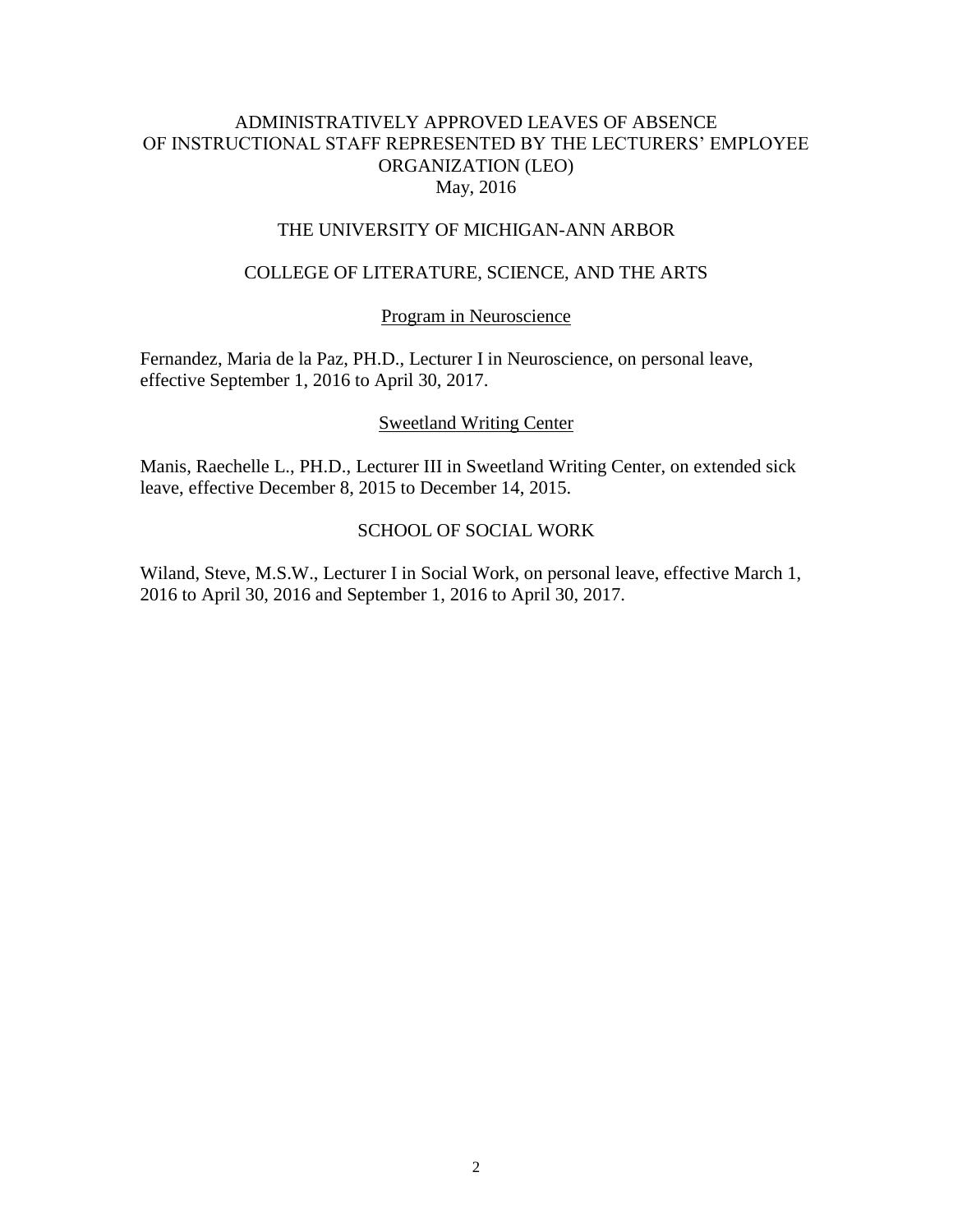# ADMINISTRATIVELY APPROVED LEAVES OF ABSENCE OF INSTRUCTIONAL STAFF REPRESENTED BY THE LECTURERS' EMPLOYEE ORGANIZATION (LEO)

May, 2016

## THE UNIVERSITY OF MICHIGAN-ANN ARBOR

## COLLEGE OF LITERATURE, SCIENCE, AND THE ARTS

### Program in Neuroscience

Fernandez, Maria de la Paz, PH.D., Lecturer I in Neuroscience, on personal leave, effective September 1, 2016 to April 30, 2017.

### Sweetland Writing Center

Manis, Raechelle L., PH.D., Lecturer III in Sweetland Writing Center, on extended sick leave, effective December 8, 2015 to December 14, 2015.

## SCHOOL OF SOCIAL WORK

Wiland, Steve, M.S.W., Lecturer I in Social Work, on personal leave, effective March 1, 2016 to April 30, 2016 and September 1, 2016 to April 30, 2017.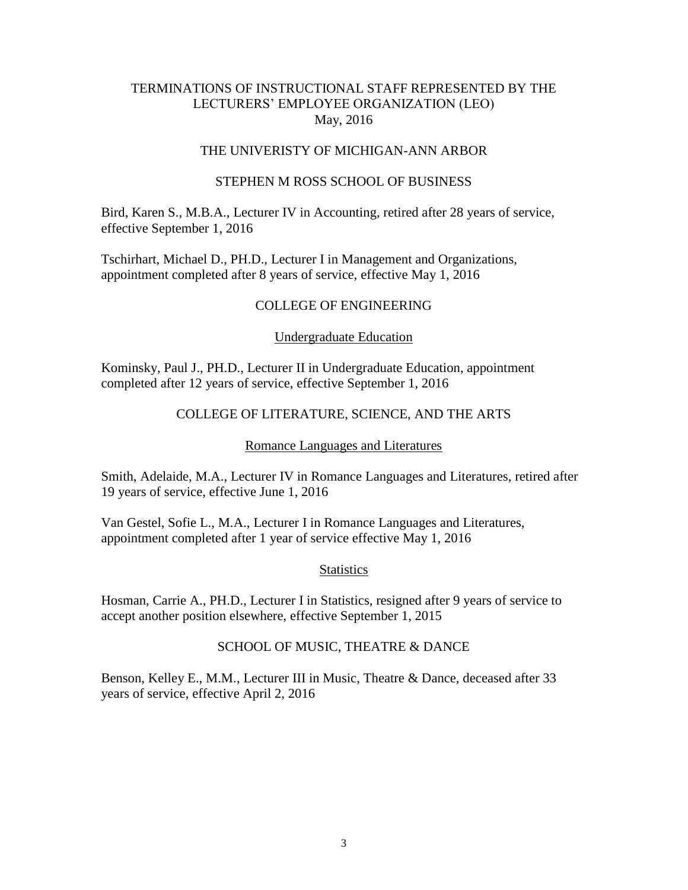# TERMINATIONS OF INSTRUCTIONAL STAFF REPRESENTED BY THE LECTURERS' EMPLOYEE ORGANIZATION (LEO)

May, 2016

## THE UNIVERISTY OF MICHIGAN-ANN ARBOR

### STEPHEN M ROSS SCHOOL OF BUSINESS

Bird, Karen S., M.B.A., Lecturer IV in Accounting, retired after 28 years of service, effective September 1, 2016

Tschirhart, Michael D., PH.D., Lecturer I in Management and Organizations, appointment completed after 8 years of service, effective May 1, 2016

### COLLEGE OF ENGINEERING

#### Undergraduate Education

Kominsky, Paul J., PH.D., Lecturer II in Undergraduate Education, appointment completed after 12 years of service, effective September 1, 2016

### COLLEGE OF LITERATURE, SCIENCE, AND THE ARTS

#### Romance Languages and Literatures

Smith, Adelaide, M.A., Lecturer IV in Romance Languages and Literatures, retired after 19 years of service, effective June 1, 2016

Van Gestel, Sofie L., M.A., Lecturer I in Romance Languages and Literatures, appointment completed after 1 year of service effective May 1, 2016

#### Statistics

Hosman, Carrie A., PH.D., Lecturer I in Statistics, resigned after 9 years of service to accept another position elsewhere, effective September 1, 2015

### SCHOOL OF MUSIC, THEATRE & DANCE

Benson, Kelley E., M.M., Lecturer III in Music, Theatre & Dance, deceased after 33 years of service, effective April 2, 2016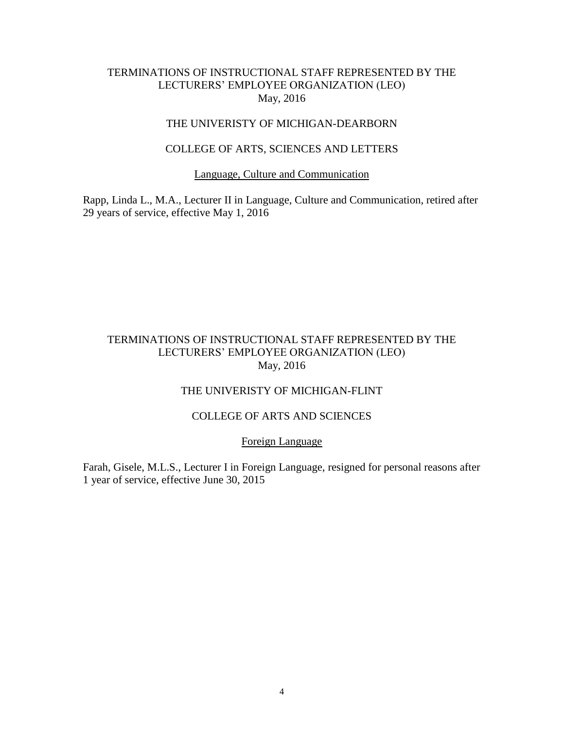TERMINATIONS OF INSTRUCTIONAL STAFF REPRESENTED BY THE LECTURERS' EMPLOYEE ORGANIZATION (LEO)
May, 2016

THE UNIVERISTY OF MICHIGAN-DEARBORN

COLLEGE OF ARTS, SCIENCES AND LETTERS

Language, Culture and Communication

Rapp, Linda L., M.A., Lecturer II in Language, Culture and Communication, retired after 29 years of service, effective May 1, 2016

TERMINATIONS OF INSTRUCTIONAL STAFF REPRESENTED BY THE LECTURERS' EMPLOYEE ORGANIZATION (LEO)
May, 2016

THE UNIVERISTY OF MICHIGAN-FLINT

COLLEGE OF ARTS AND SCIENCES

Foreign Language

Farah, Gisele, M.L.S., Lecturer I in Foreign Language, resigned for personal reasons after 1 year of service, effective June 30, 2015